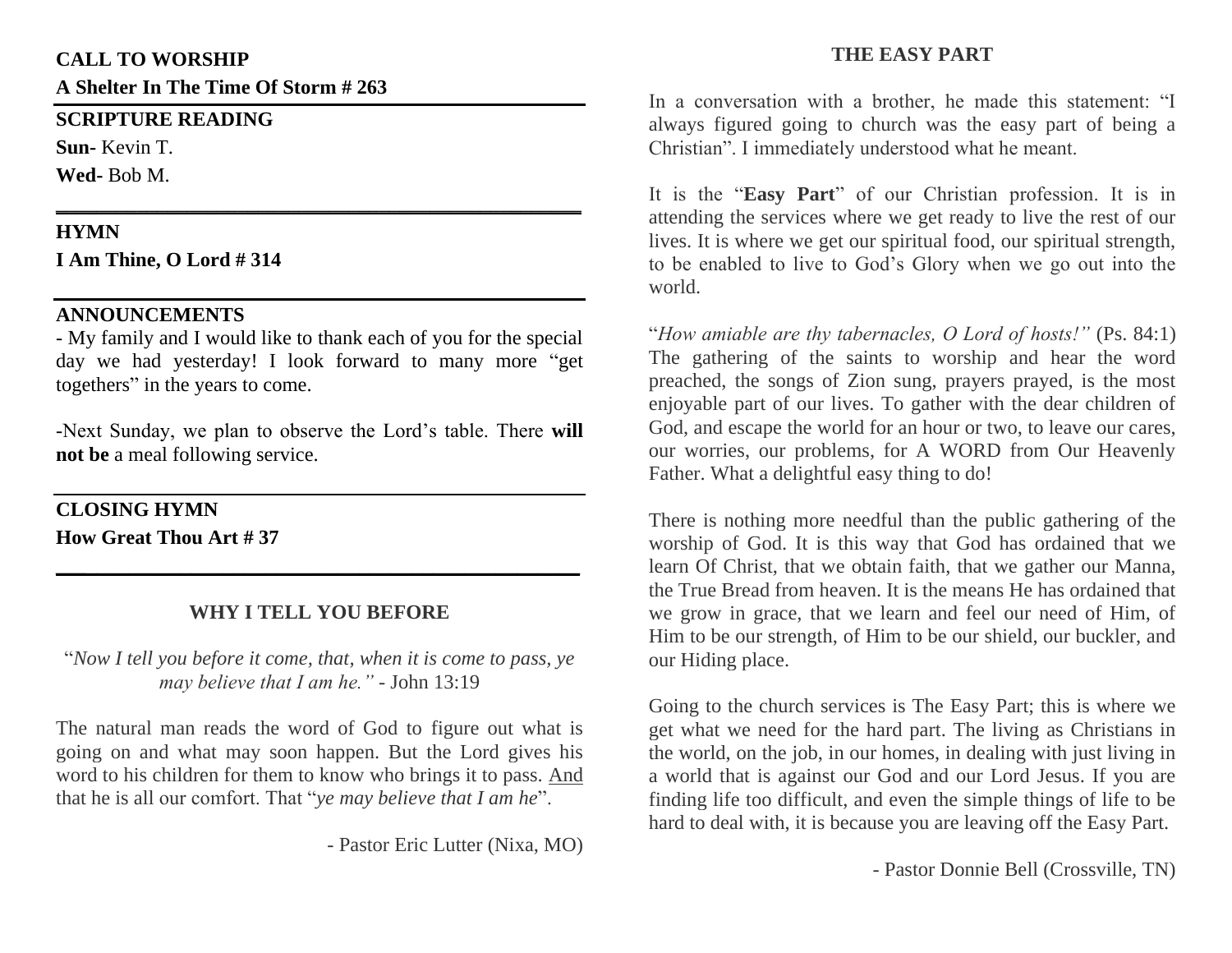**CALL TO WORSHIP**

**A Shelter In The Time Of Storm # 263**

---

**SCRIPTURE READING**

**Sun-** Kevin T.

**Wed-** Bob M.

---

**HYMN**

**I Am Thine, O Lord # 314**

---

**ANNOUNCEMENTS**

- My family and I would like to thank each of you for the special day we had yesterday! I look forward to many more "get togethers" in the years to come.

-Next Sunday, we plan to observe the Lord's table. There **will not be** a meal following service.

---

**CLOSING HYMN**

**How Great Thou Art # 37**

---

## WHY I TELL YOU BEFORE

"*Now I tell you before it come, that, when it is come to pass, ye may believe that I am he."* - John 13:19

The natural man reads the word of God to figure out what is going on and what may soon happen. But the Lord gives his word to his children for them to know who brings it to pass. <u>And</u> that he is all our comfort. That "*ye may believe that I am he*".

- Pastor Eric Lutter (Nixa, MO)

## THE EASY PART

In a conversation with a brother, he made this statement: "I always figured going to church was the easy part of being a Christian". I immediately understood what he meant.

It is the "**Easy Part**" of our Christian profession. It is in attending the services where we get ready to live the rest of our lives. It is where we get our spiritual food, our spiritual strength, to be enabled to live to God's Glory when we go out into the world.

"*How amiable are thy tabernacles, O Lord of hosts!"* (Ps. 84:1) The gathering of the saints to worship and hear the word preached, the songs of Zion sung, prayers prayed, is the most enjoyable part of our lives. To gather with the dear children of God, and escape the world for an hour or two, to leave our cares, our worries, our problems, for A WORD from Our Heavenly Father. What a delightful easy thing to do!

There is nothing more needful than the public gathering of the worship of God. It is this way that God has ordained that we learn Of Christ, that we obtain faith, that we gather our Manna, the True Bread from heaven. It is the means He has ordained that we grow in grace, that we learn and feel our need of Him, of Him to be our strength, of Him to be our shield, our buckler, and our Hiding place.

Going to the church services is The Easy Part; this is where we get what we need for the hard part. The living as Christians in the world, on the job, in our homes, in dealing with just living in a world that is against our God and our Lord Jesus. If you are finding life too difficult, and even the simple things of life to be hard to deal with, it is because you are leaving off the Easy Part.

- Pastor Donnie Bell (Crossville, TN)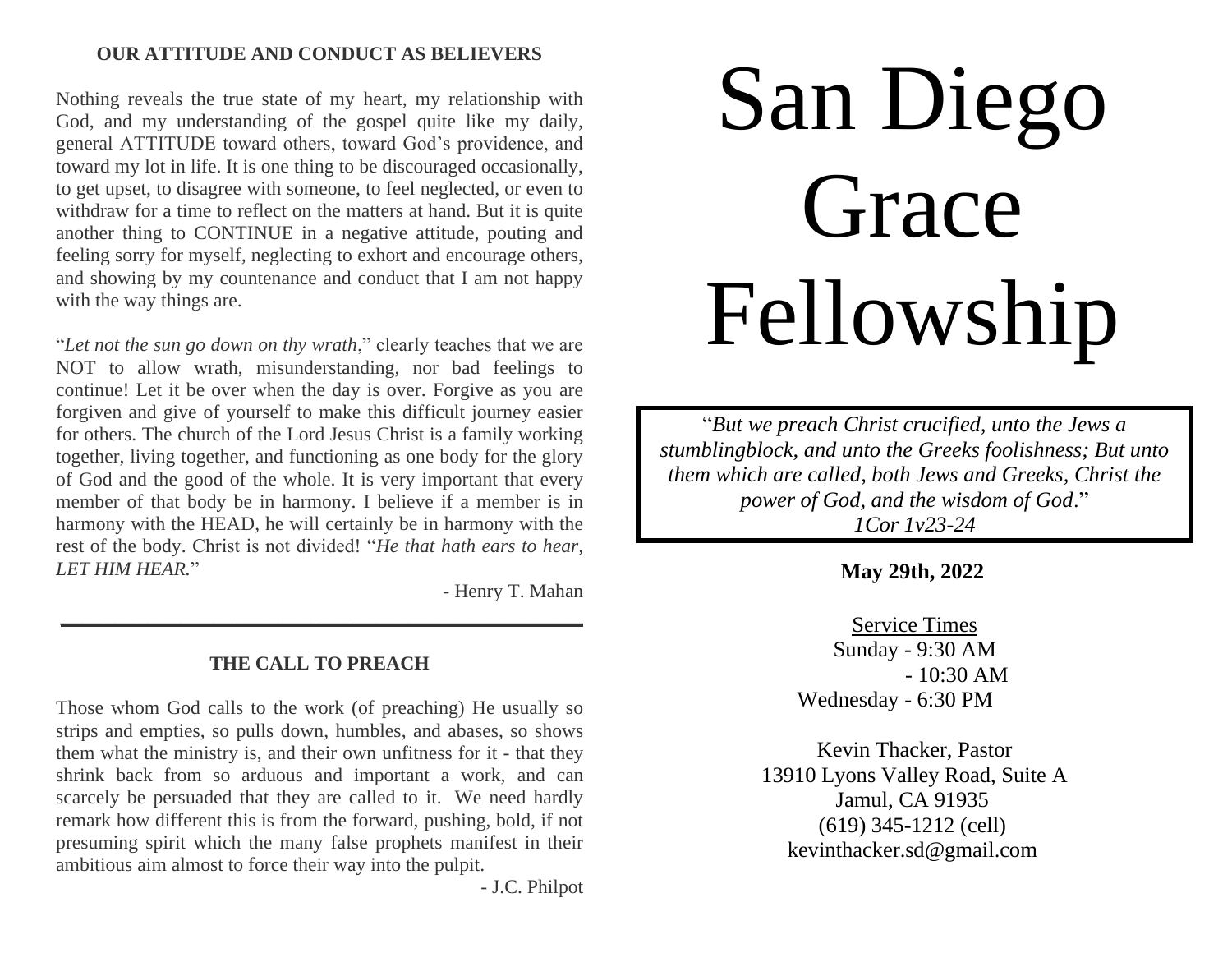**OUR ATTITUDE AND CONDUCT AS BELIEVERS**

Nothing reveals the true state of my heart, my relationship with God, and my understanding of the gospel quite like my daily, general ATTITUDE toward others, toward God's providence, and toward my lot in life. It is one thing to be discouraged occasionally, to get upset, to disagree with someone, to feel neglected, or even to withdraw for a time to reflect on the matters at hand. But it is quite another thing to CONTINUE in a negative attitude, pouting and feeling sorry for myself, neglecting to exhort and encourage others, and showing by my countenance and conduct that I am not happy with the way things are.

"*Let not the sun go down on thy wrath*," clearly teaches that we are NOT to allow wrath, misunderstanding, nor bad feelings to continue! Let it be over when the day is over. Forgive as you are forgiven and give of yourself to make this difficult journey easier for others. The church of the Lord Jesus Christ is a family working together, living together, and functioning as one body for the glory of God and the good of the whole. It is very important that every member of that body be in harmony. I believe if a member is in harmony with the HEAD, he will certainly be in harmony with the rest of the body. Christ is not divided! "*He that hath ears to hear, LET HIM HEAR.*"

- Henry T. Mahan

---

**THE CALL TO PREACH**

Those whom God calls to the work (of preaching) He usually so strips and empties, so pulls down, humbles, and abases, so shows them what the ministry is, and their own unfitness for it - that they shrink back from so arduous and important a work, and can scarcely be persuaded that they are called to it. We need hardly remark how different this is from the forward, pushing, bold, if not presuming spirit which the many false prophets manifest in their ambitious aim almost to force their way into the pulpit.

- J.C. Philpot

# San Diego Grace Fellowship

"*But we preach Christ crucified, unto the Jews a stumblingblock, and unto the Greeks foolishness; But unto them which are called, both Jews and Greeks, Christ the power of God, and the wisdom of God*."
*1Cor 1v23-24*

**May 29th, 2022**

Service Times
Sunday - 9:30 AM
- 10:30 AM
Wednesday - 6:30 PM

Kevin Thacker, Pastor
13910 Lyons Valley Road, Suite A
Jamul, CA 91935
(619) 345-1212 (cell)
kevinthacker.sd@gmail.com